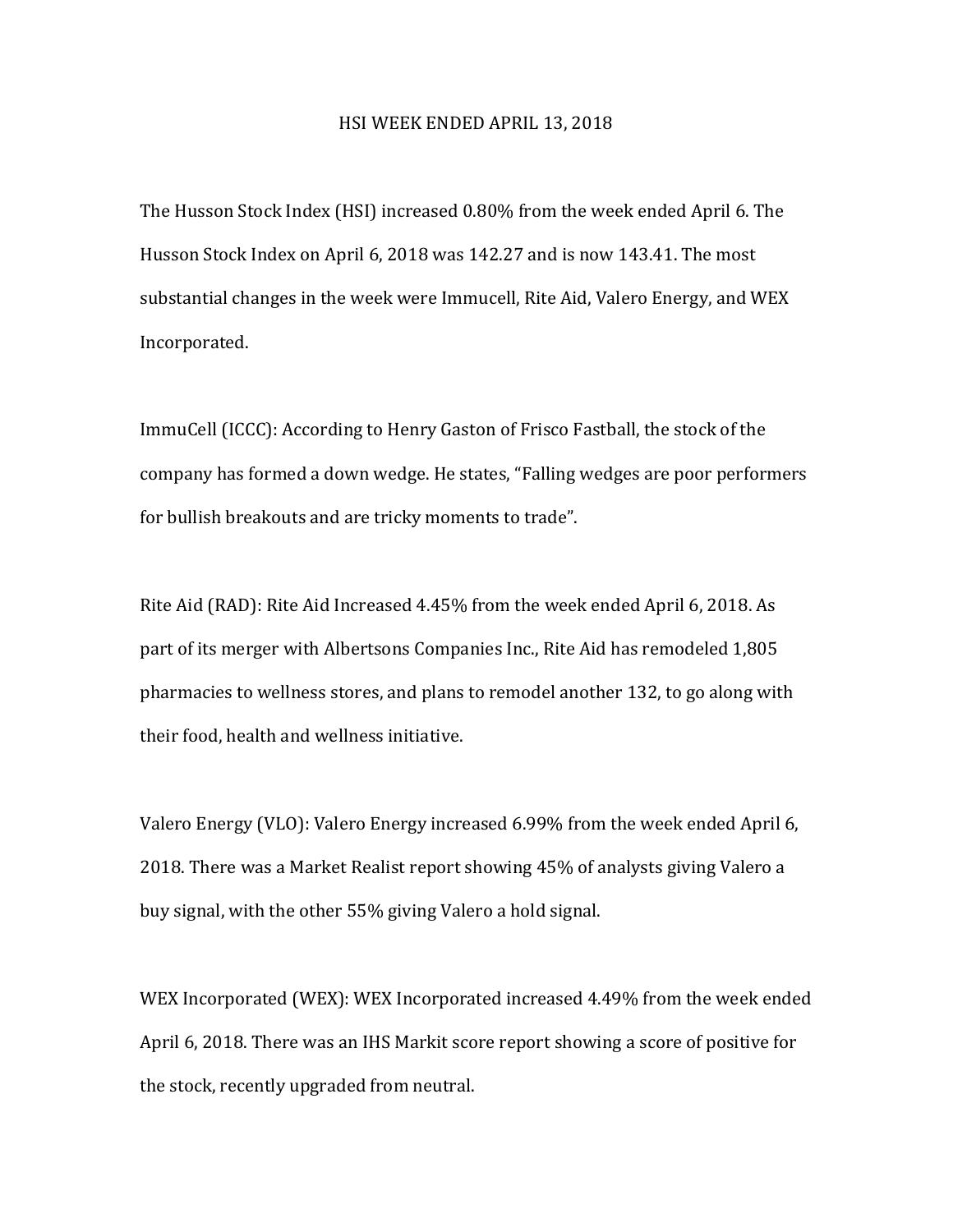# HSI WEEK ENDED APRIL 13, 2018

The Husson Stock Index (HSI) increased 0.80% from the week ended April 6. The Husson Stock Index on April 6, 2018 was 142.27 and is now 143.41. The most substantial changes in the week were Immucell, Rite Aid, Valero Energy, and WEX Incorporated.

ImmuCell (ICCC): According to Henry Gaston of Frisco Fastball, the stock of the company has formed a down wedge. He states, "Falling wedges are poor performers for bullish breakouts and are tricky moments to trade".

Rite Aid (RAD): Rite Aid Increased 4.45% from the week ended April 6, 2018. As part of its merger with Albertsons Companies Inc., Rite Aid has remodeled 1,805 pharmacies to wellness stores, and plans to remodel another 132, to go along with their food, health and wellness initiative.

Valero Energy (VLO): Valero Energy increased 6.99% from the week ended April 6, 2018. There was a Market Realist report showing 45% of analysts giving Valero a buy signal, with the other 55% giving Valero a hold signal.

WEX Incorporated (WEX): WEX Incorporated increased 4.49% from the week ended April 6, 2018. There was an IHS Markit score report showing a score of positive for the stock, recently upgraded from neutral.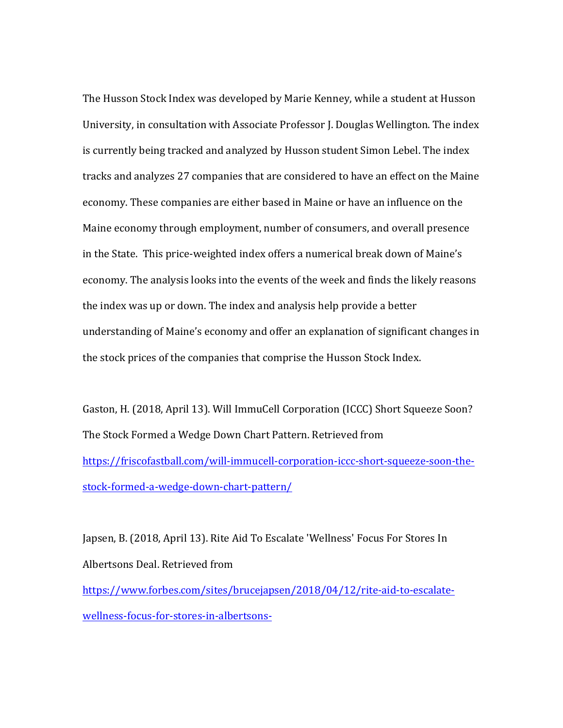The Husson Stock Index was developed by Marie Kenney, while a student at Husson University, in consultation with Associate Professor J. Douglas Wellington. The index is currently being tracked and analyzed by Husson student Simon Lebel. The index tracks and analyzes 27 companies that are considered to have an effect on the Maine economy. These companies are either based in Maine or have an influence on the Maine economy through employment, number of consumers, and overall presence in the State. This price-weighted index offers a numerical break down of Maine's economy. The analysis looks into the events of the week and finds the likely reasons the index was up or down. The index and analysis help provide a better understanding of Maine's economy and offer an explanation of significant changes in the stock prices of the companies that comprise the Husson Stock Index.

Gaston, H. (2018, April 13). Will ImmuCell Corporation (ICCC) Short Squeeze Soon? The Stock Formed a Wedge Down Chart Pattern. Retrieved from https://friscofastball.com/will-immucell-corporation-iccc-short-squeeze-soon-the-stock-formed-a-wedge-down-chart-pattern/

Japsen, B. (2018, April 13). Rite Aid To Escalate 'Wellness' Focus For Stores In Albertsons Deal. Retrieved from https://www.forbes.com/sites/brucejapsen/2018/04/12/rite-aid-to-escalate-wellness-focus-for-stores-in-albertsons-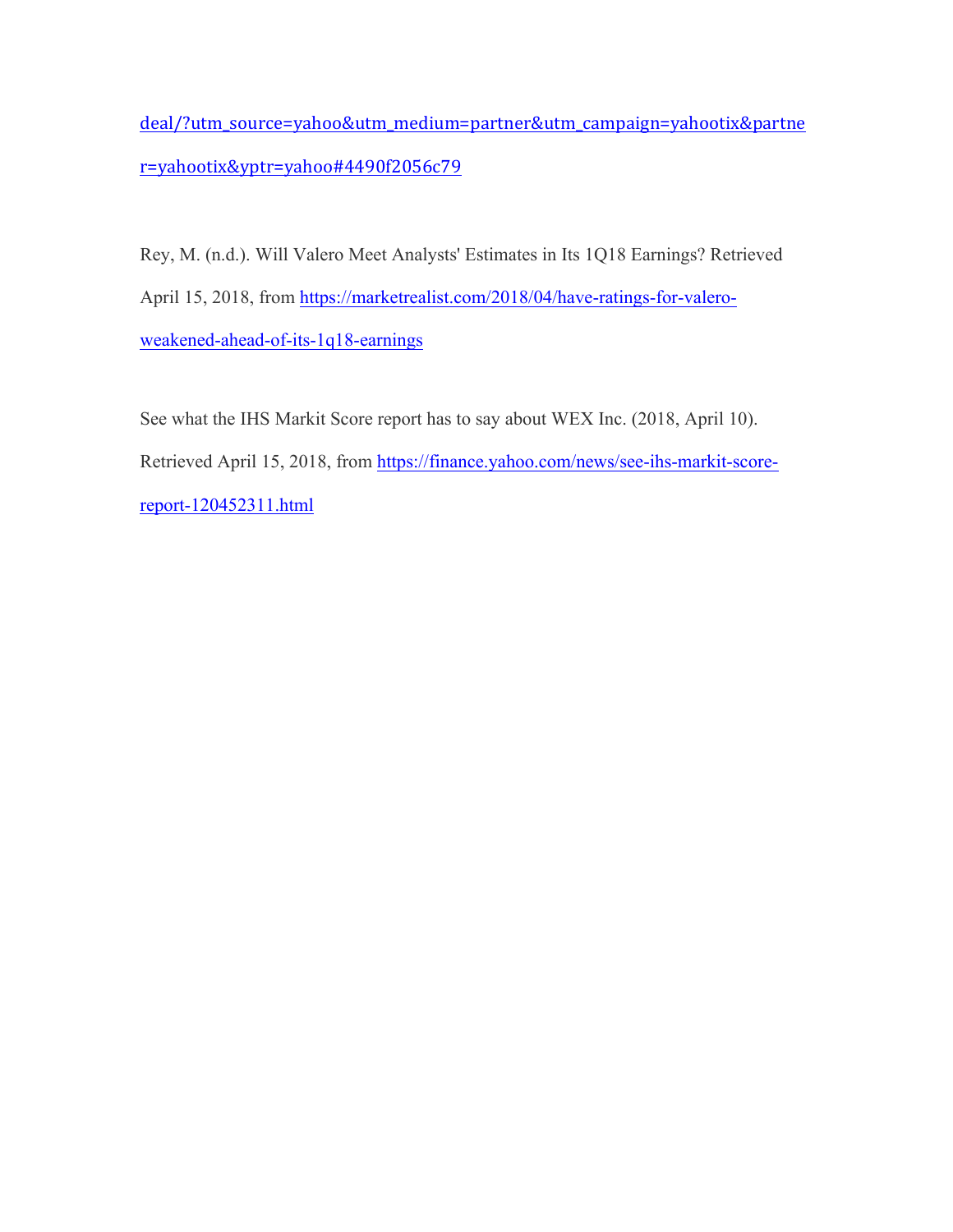deal/?utm_source=yahoo&utm_medium=partner&utm_campaign=yahootix&partner=yahootix&yptr=yahoo#4490f2056c79

Rey, M. (n.d.). Will Valero Meet Analysts' Estimates in Its 1Q18 Earnings? Retrieved April 15, 2018, from https://marketrealist.com/2018/04/have-ratings-for-valero-weakened-ahead-of-its-1q18-earnings

See what the IHS Markit Score report has to say about WEX Inc. (2018, April 10). Retrieved April 15, 2018, from https://finance.yahoo.com/news/see-ihs-markit-score-report-120452311.html